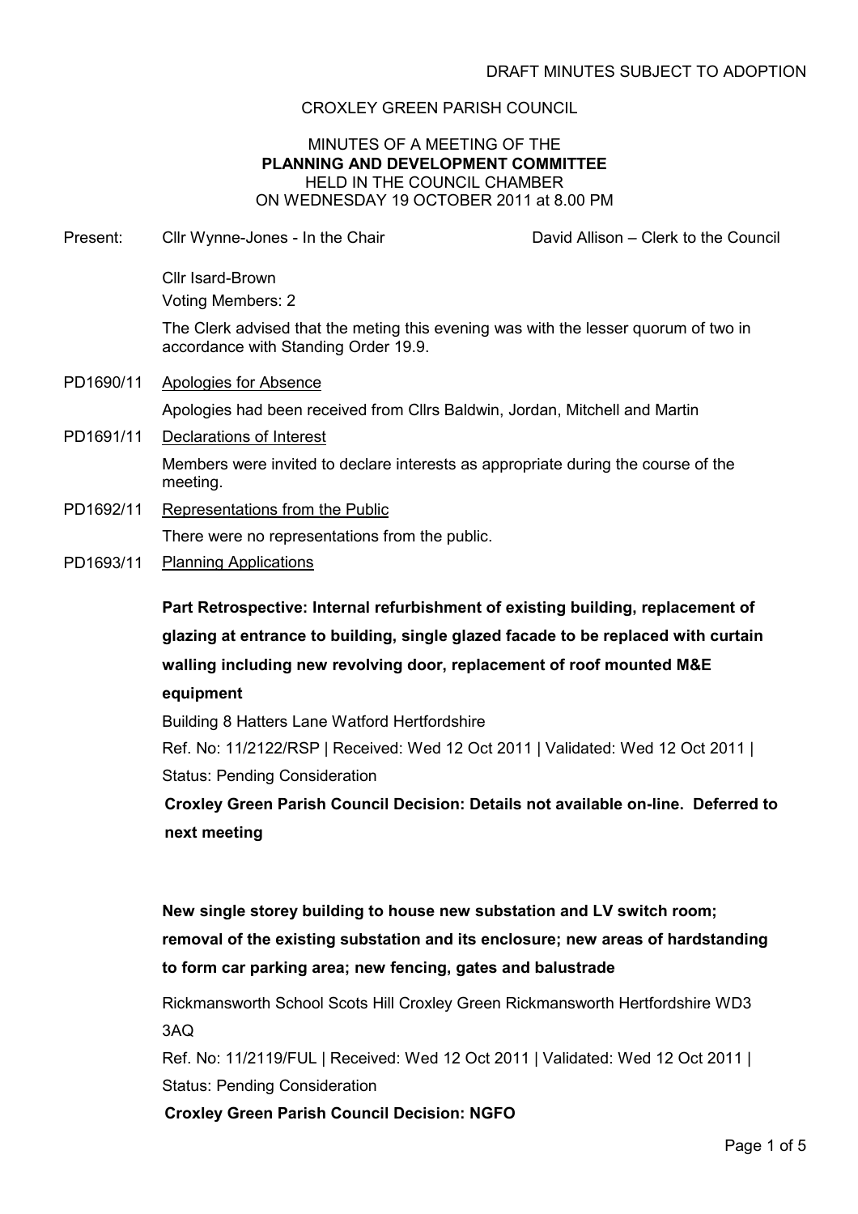DRAFT MINUTES SUBJECT TO ADOPTION

# CROXLEY GREEN PARISH COUNCIL

## MINUTES OF A MEETING OF THE **PLANNING AND DEVELOPMENT COMMITTEE** HELD IN THE COUNCIL CHAMBER ON WEDNESDAY 19 OCTOBER 2011 at 8.00 PM

Present: Cllr Wynne-Jones - In the Chair — David Allison – Clerk to the Council

Cllr Isard-Brown

Voting Members: 2

The Clerk advised that the meting this evening was with the lesser quorum of two in accordance with Standing Order 19.9.

PD1690/11 Apologies for Absence

Apologies had been received from Cllrs Baldwin, Jordan, Mitchell and Martin

PD1691/11 Declarations of Interest

Members were invited to declare interests as appropriate during the course of the meeting.

PD1692/11 Representations from the Public

There were no representations from the public.

PD1693/11 Planning Applications

**Part Retrospective: Internal refurbishment of existing building, replacement of glazing at entrance to building, single glazed facade to be replaced with curtain walling including new revolving door, replacement of roof mounted M&E equipment**

Building 8 Hatters Lane Watford Hertfordshire

Ref. No: 11/2122/RSP | Received: Wed 12 Oct 2011 | Validated: Wed 12 Oct 2011 | Status: Pending Consideration

**Croxley Green Parish Council Decision: Details not available on-line. Deferred to next meeting**

**New single storey building to house new substation and LV switch room; removal of the existing substation and its enclosure; new areas of hardstanding to form car parking area; new fencing, gates and balustrade**

Rickmansworth School Scots Hill Croxley Green Rickmansworth Hertfordshire WD3 3AQ

Ref. No: 11/2119/FUL | Received: Wed 12 Oct 2011 | Validated: Wed 12 Oct 2011 | Status: Pending Consideration

**Croxley Green Parish Council Decision: NGFO**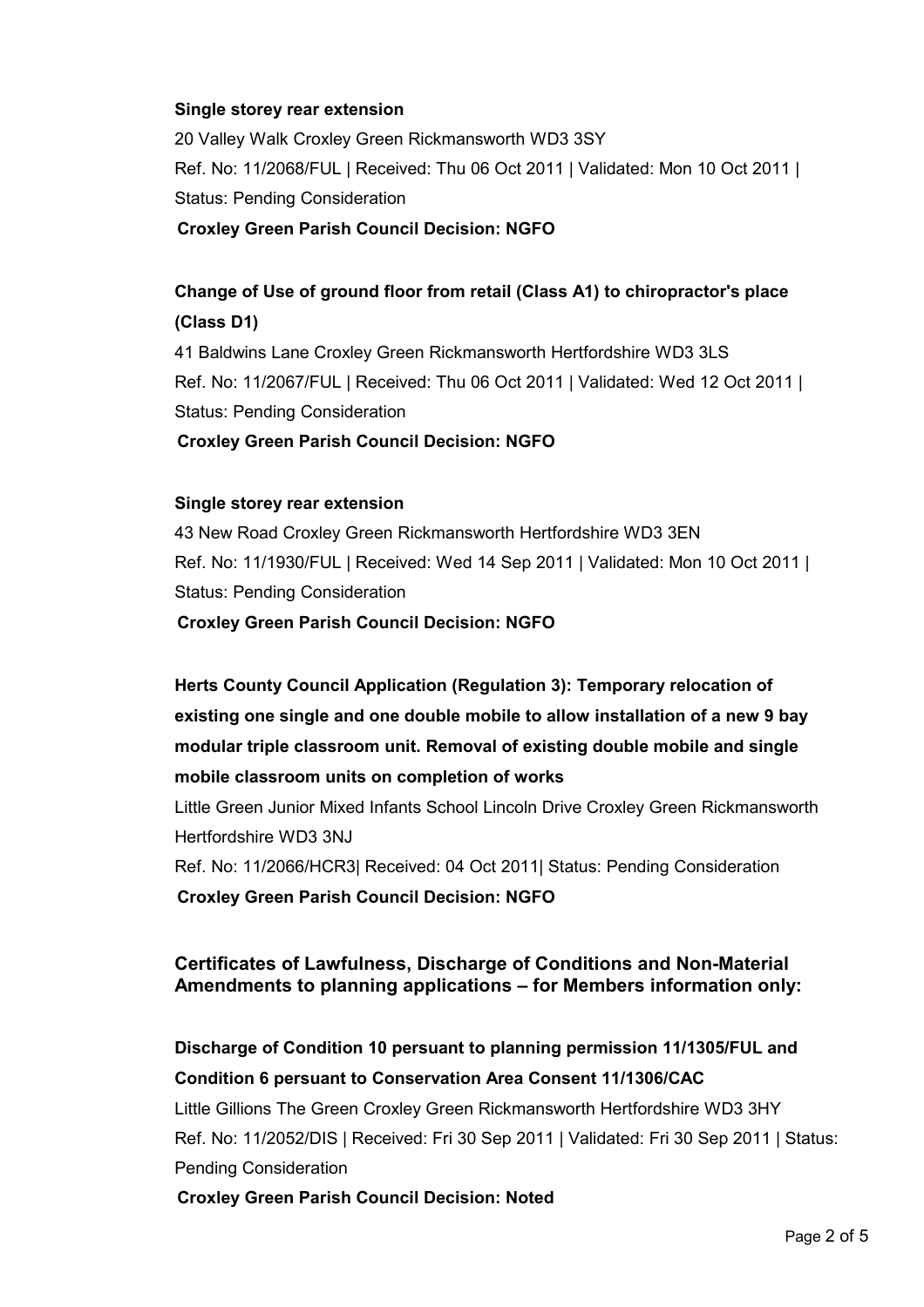**Single storey rear extension**

20 Valley Walk Croxley Green Rickmansworth WD3 3SY

Ref. No: 11/2068/FUL | Received: Thu 06 Oct 2011 | Validated: Mon 10 Oct 2011 | Status: Pending Consideration

**Croxley Green Parish Council Decision: NGFO**

**Change of Use of ground floor from retail (Class A1) to chiropractor's place (Class D1)**

41 Baldwins Lane Croxley Green Rickmansworth Hertfordshire WD3 3LS

Ref. No: 11/2067/FUL | Received: Thu 06 Oct 2011 | Validated: Wed 12 Oct 2011 | Status: Pending Consideration

**Croxley Green Parish Council Decision: NGFO**

**Single storey rear extension**

43 New Road Croxley Green Rickmansworth Hertfordshire WD3 3EN

Ref. No: 11/1930/FUL | Received: Wed 14 Sep 2011 | Validated: Mon 10 Oct 2011 | Status: Pending Consideration

**Croxley Green Parish Council Decision: NGFO**

**Herts County Council Application (Regulation 3): Temporary relocation of existing one single and one double mobile to allow installation of a new 9 bay modular triple classroom unit. Removal of existing double mobile and single mobile classroom units on completion of works**

Little Green Junior Mixed Infants School Lincoln Drive Croxley Green Rickmansworth Hertfordshire WD3 3NJ

Ref. No: 11/2066/HCR3| Received: 04 Oct 2011| Status: Pending Consideration

**Croxley Green Parish Council Decision: NGFO**

## Certificates of Lawfulness, Discharge of Conditions and Non-Material Amendments to planning applications – for Members information only:

**Discharge of Condition 10 persuant to planning permission 11/1305/FUL and Condition 6 persuant to Conservation Area Consent 11/1306/CAC**

Little Gillions The Green Croxley Green Rickmansworth Hertfordshire WD3 3HY

Ref. No: 11/2052/DIS | Received: Fri 30 Sep 2011 | Validated: Fri 30 Sep 2011 | Status: Pending Consideration

**Croxley Green Parish Council Decision: Noted**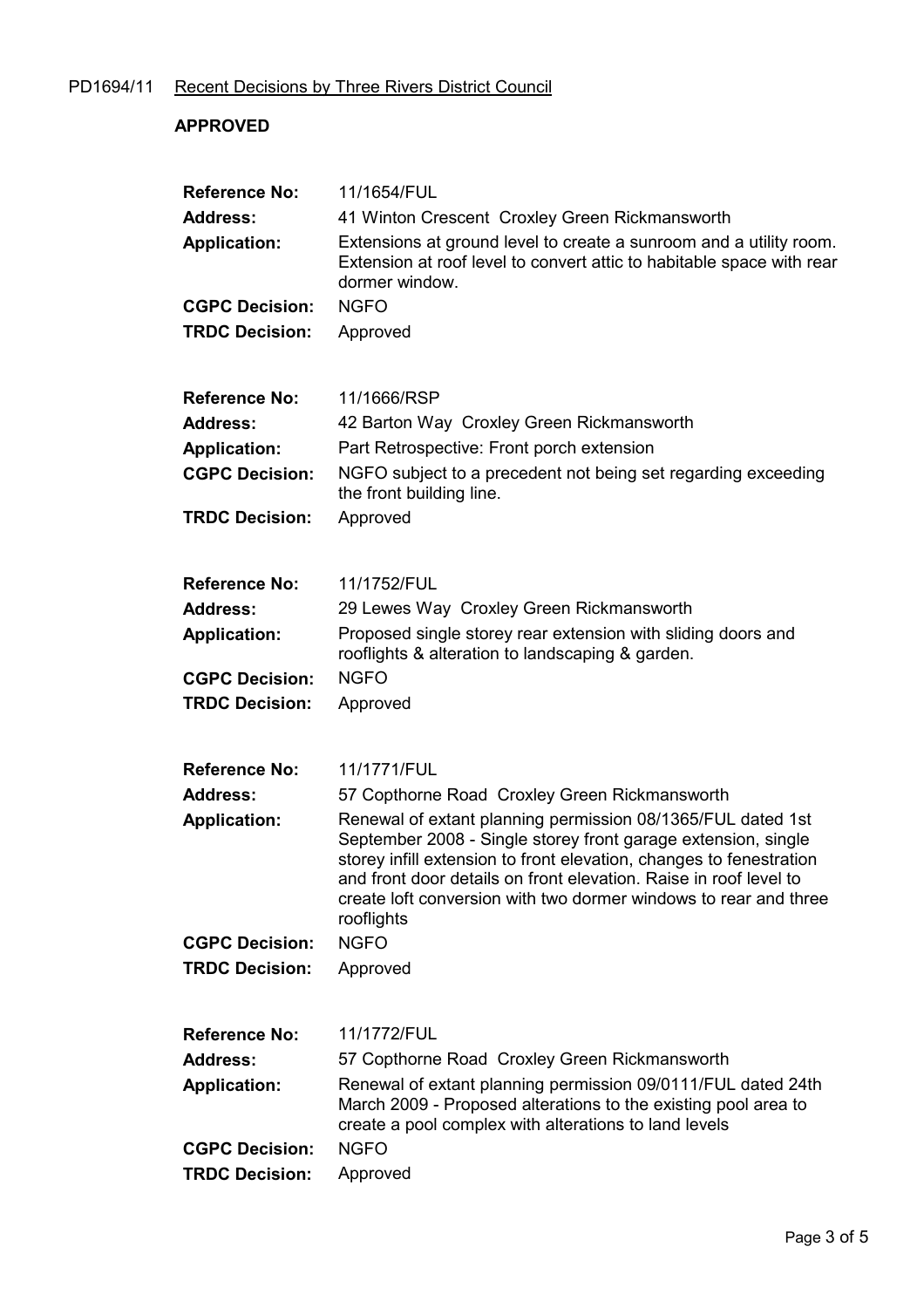PD1694/11 Recent Decisions by Three Rivers District Council

**APPROVED**

| | |
|---|---|
| **Reference No:** | 11/1654/FUL |
| **Address:** | 41 Winton Crescent Croxley Green Rickmansworth |
| **Application:** | Extensions at ground level to create a sunroom and a utility room. Extension at roof level to convert attic to habitable space with rear dormer window. |
| **CGPC Decision:** | NGFO |
| **TRDC Decision:** | Approved |

| | |
|---|---|
| **Reference No:** | 11/1666/RSP |
| **Address:** | 42 Barton Way Croxley Green Rickmansworth |
| **Application:** | Part Retrospective: Front porch extension |
| **CGPC Decision:** | NGFO subject to a precedent not being set regarding exceeding the front building line. |
| **TRDC Decision:** | Approved |

| | |
|---|---|
| **Reference No:** | 11/1752/FUL |
| **Address:** | 29 Lewes Way Croxley Green Rickmansworth |
| **Application:** | Proposed single storey rear extension with sliding doors and rooflights & alteration to landscaping & garden. |
| **CGPC Decision:** | NGFO |
| **TRDC Decision:** | Approved |

| | |
|---|---|
| **Reference No:** | 11/1771/FUL |
| **Address:** | 57 Copthorne Road Croxley Green Rickmansworth |
| **Application:** | Renewal of extant planning permission 08/1365/FUL dated 1st September 2008 - Single storey front garage extension, single storey infill extension to front elevation, changes to fenestration and front door details on front elevation. Raise in roof level to create loft conversion with two dormer windows to rear and three rooflights |
| **CGPC Decision:** | NGFO |
| **TRDC Decision:** | Approved |

| | |
|---|---|
| **Reference No:** | 11/1772/FUL |
| **Address:** | 57 Copthorne Road Croxley Green Rickmansworth |
| **Application:** | Renewal of extant planning permission 09/0111/FUL dated 24th March 2009 - Proposed alterations to the existing pool area to create a pool complex with alterations to land levels |
| **CGPC Decision:** | NGFO |
| **TRDC Decision:** | Approved |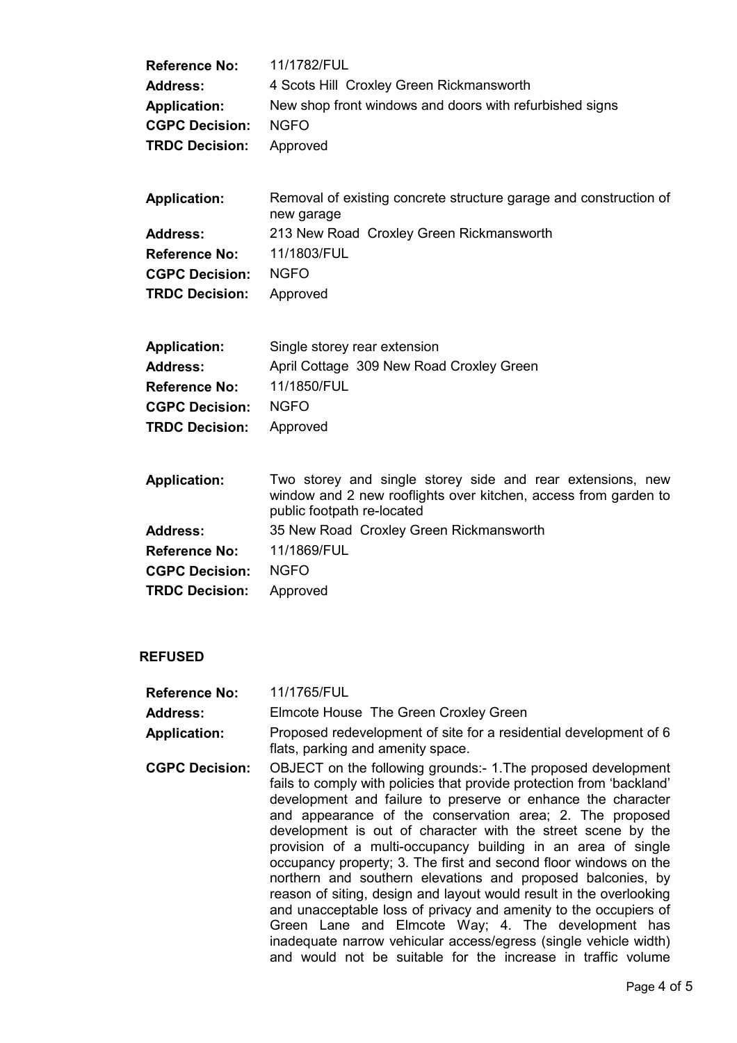| | |
|---|---|
| **Reference No:** | 11/1782/FUL |
| **Address:** | 4 Scots Hill Croxley Green Rickmansworth |
| **Application:** | New shop front windows and doors with refurbished signs |
| **CGPC Decision:** | NGFO |
| **TRDC Decision:** | Approved |

| | |
|---|---|
| **Application:** | Removal of existing concrete structure garage and construction of new garage |
| **Address:** | 213 New Road Croxley Green Rickmansworth |
| **Reference No:** | 11/1803/FUL |
| **CGPC Decision:** | NGFO |
| **TRDC Decision:** | Approved |

| | |
|---|---|
| **Application:** | Single storey rear extension |
| **Address:** | April Cottage 309 New Road Croxley Green |
| **Reference No:** | 11/1850/FUL |
| **CGPC Decision:** | NGFO |
| **TRDC Decision:** | Approved |

| | |
|---|---|
| **Application:** | Two storey and single storey side and rear extensions, new window and 2 new rooflights over kitchen, access from garden to public footpath re-located |
| **Address:** | 35 New Road Croxley Green Rickmansworth |
| **Reference No:** | 11/1869/FUL |
| **CGPC Decision:** | NGFO |
| **TRDC Decision:** | Approved |

**REFUSED**

| | |
|---|---|
| **Reference No:** | 11/1765/FUL |
| **Address:** | Elmcote House The Green Croxley Green |
| **Application:** | Proposed redevelopment of site for a residential development of 6 flats, parking and amenity space. |
| **CGPC Decision:** | OBJECT on the following grounds:- 1.The proposed development fails to comply with policies that provide protection from 'backland' development and failure to preserve or enhance the character and appearance of the conservation area; 2. The proposed development is out of character with the street scene by the provision of a multi-occupancy building in an area of single occupancy property; 3. The first and second floor windows on the northern and southern elevations and proposed balconies, by reason of siting, design and layout would result in the overlooking and unacceptable loss of privacy and amenity to the occupiers of Green Lane and Elmcote Way; 4. The development has inadequate narrow vehicular access/egress (single vehicle width) and would not be suitable for the increase in traffic volume |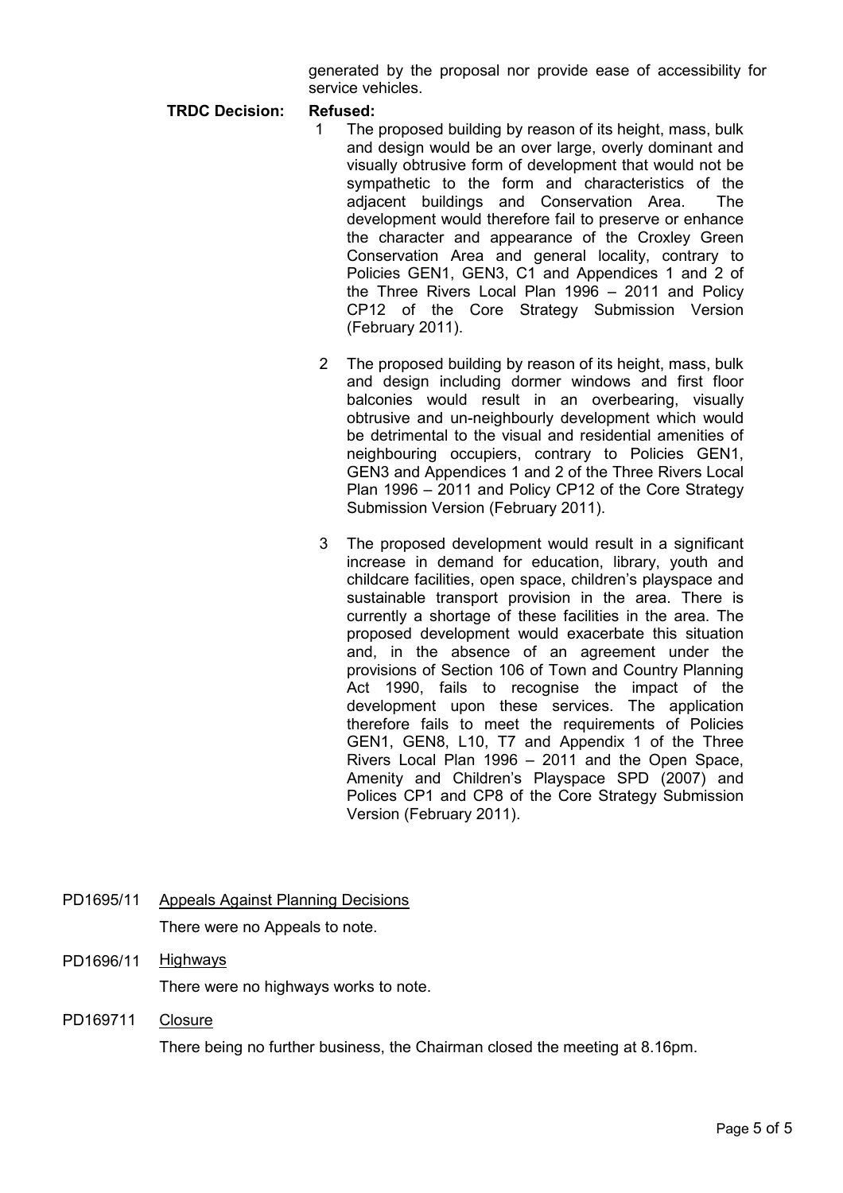generated by the proposal nor provide ease of accessibility for service vehicles.

**TRDC Decision:** **Refused:**

1. The proposed building by reason of its height, mass, bulk and design would be an over large, overly dominant and visually obtrusive form of development that would not be sympathetic to the form and characteristics of the adjacent buildings and Conservation Area. The development would therefore fail to preserve or enhance the character and appearance of the Croxley Green Conservation Area and general locality, contrary to Policies GEN1, GEN3, C1 and Appendices 1 and 2 of the Three Rivers Local Plan 1996 – 2011 and Policy CP12 of the Core Strategy Submission Version (February 2011).

2. The proposed building by reason of its height, mass, bulk and design including dormer windows and first floor balconies would result in an overbearing, visually obtrusive and un-neighbourly development which would be detrimental to the visual and residential amenities of neighbouring occupiers, contrary to Policies GEN1, GEN3 and Appendices 1 and 2 of the Three Rivers Local Plan 1996 – 2011 and Policy CP12 of the Core Strategy Submission Version (February 2011).

3. The proposed development would result in a significant increase in demand for education, library, youth and childcare facilities, open space, children's playspace and sustainable transport provision in the area. There is currently a shortage of these facilities in the area. The proposed development would exacerbate this situation and, in the absence of an agreement under the provisions of Section 106 of Town and Country Planning Act 1990, fails to recognise the impact of the development upon these services. The application therefore fails to meet the requirements of Policies GEN1, GEN8, L10, T7 and Appendix 1 of the Three Rivers Local Plan 1996 – 2011 and the Open Space, Amenity and Children's Playspace SPD (2007) and Polices CP1 and CP8 of the Core Strategy Submission Version (February 2011).

PD1695/11 <u>Appeals Against Planning Decisions</u>

There were no Appeals to note.

PD1696/11 <u>Highways</u>

There were no highways works to note.

PD169711 <u>Closure</u>

There being no further business, the Chairman closed the meeting at 8.16pm.